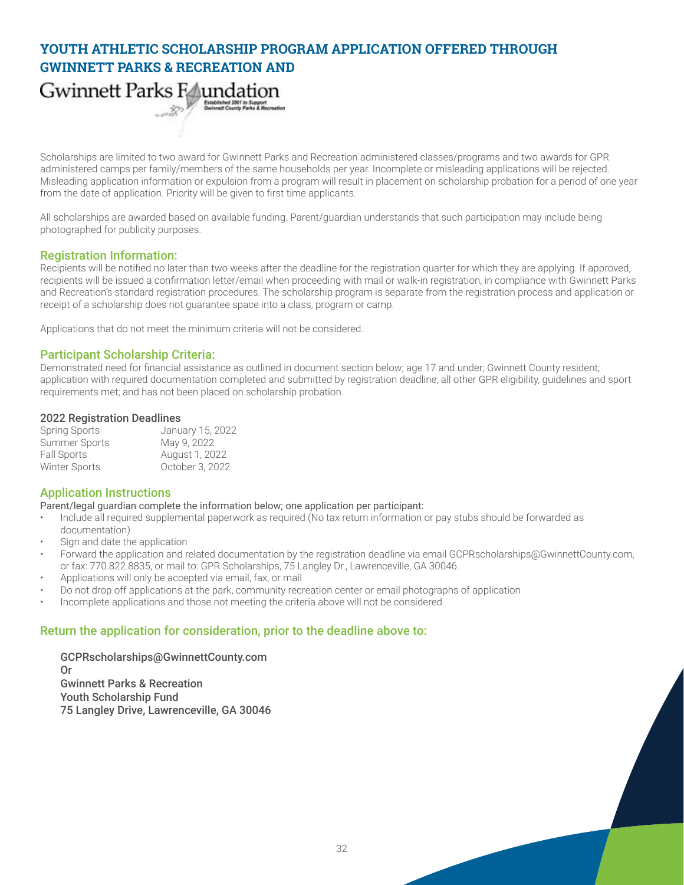# YOUTH ATHLETIC SCHOLARSHIP PROGRAM APPLICATION OFFERED THROUGH GWINNETT PARKS & RECREATION AND

Gwinnett Parks Foundation

Established 2001 to Support Gwinnett County Parks & Recreation

Scholarships are limited to two award for Gwinnett Parks and Recreation administered classes/programs and two awards for GPR administered camps per family/members of the same households per year. Incomplete or misleading applications will be rejected. Misleading application information or expulsion from a program will result in placement on scholarship probation for a period of one year from the date of application. Priority will be given to first time applicants.

All scholarships are awarded based on available funding. Parent/guardian understands that such participation may include being photographed for publicity purposes.

## Registration Information:

Recipients will be notified no later than two weeks after the deadline for the registration quarter for which they are applying. If approved, recipients will be issued a confirmation letter/email when proceeding with mail or walk-in registration, in compliance with Gwinnett Parks and Recreation's standard registration procedures. The scholarship program is separate from the registration process and application or receipt of a scholarship does not guarantee space into a class, program or camp.

Applications that do not meet the minimum criteria will not be considered.

## Participant Scholarship Criteria:

Demonstrated need for financial assistance as outlined in document section below; age 17 and under; Gwinnett County resident; application with required documentation completed and submitted by registration deadline; all other GPR eligibility, guidelines and sport requirements met; and has not been placed on scholarship probation.

### 2022 Registration Deadlines

| | |
|---|---|
| Spring Sports | January 15, 2022 |
| Summer Sports | May 9, 2022 |
| Fall Sports | August 1, 2022 |
| Winter Sports | October 3, 2022 |

## Application Instructions

Parent/legal guardian complete the information below; one application per participant:

- Include all required supplemental paperwork as required (No tax return information or pay stubs should be forwarded as documentation)
- Sign and date the application
- Forward the application and related documentation by the registration deadline via email GCPRscholarships@GwinnettCounty.com, or fax: 770.822.8835, or mail to: GPR Scholarships, 75 Langley Dr., Lawrenceville, GA 30046.
- Applications will only be accepted via email, fax, or mail
- Do not drop off applications at the park, community recreation center or email photographs of application
- Incomplete applications and those not meeting the criteria above will not be considered

## Return the application for consideration, prior to the deadline above to:

GCPRscholarships@GwinnettCounty.com
Or
Gwinnett Parks & Recreation
Youth Scholarship Fund
75 Langley Drive, Lawrenceville, GA 30046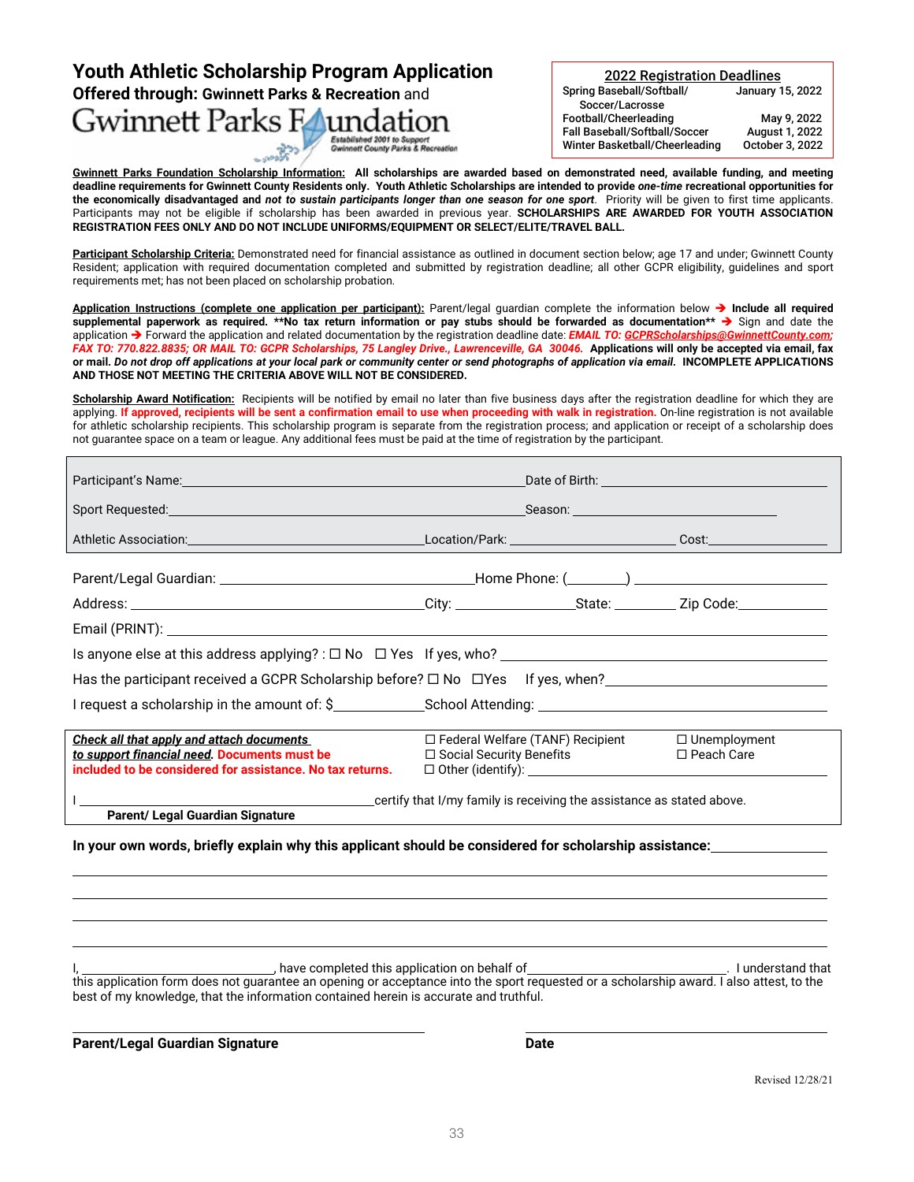# Youth Athletic Scholarship Program Application

## Offered through: Gwinnett Parks & Recreation and

Gwinnett Parks Foundation

Established 2001 to Support Gwinnett County Parks & Recreation

| 2022 Registration Deadlines | |
|---|---|
| Spring Baseball/Softball/ Soccer/Lacrosse | January 15, 2022 |
| Football/Cheerleading | May 9, 2022 |
| Fall Baseball/Softball/Soccer | August 1, 2022 |
| Winter Basketball/Cheerleading | October 3, 2022 |

**Gwinnett Parks Foundation Scholarship Information:** **All scholarships are awarded based on demonstrated need, available funding, and meeting deadline requirements for Gwinnett County Residents only. Youth Athletic Scholarships are intended to provide *one-time* recreational opportunities for the economically disadvantaged and *not to sustain participants longer than one season for one sport*.** Priority will be given to first time applicants. Participants may not be eligible if scholarship has been awarded in previous year. **SCHOLARSHIPS ARE AWARDED FOR YOUTH ASSOCIATION REGISTRATION FEES ONLY AND DO NOT INCLUDE UNIFORMS/EQUIPMENT OR SELECT/ELITE/TRAVEL BALL.**

**Participant Scholarship Criteria:** Demonstrated need for financial assistance as outlined in document section below; age 17 and under; Gwinnett County Resident; application with required documentation completed and submitted by registration deadline; all other GCPR eligibility, guidelines and sport requirements met; has not been placed on scholarship probation.

**Application Instructions (complete one application per participant):** Parent/legal guardian complete the information below ➔ **Include all required supplemental paperwork as required. \*\*No tax return information or pay stubs should be forwarded as documentation\*\*** ➔ Sign and date the application ➔ Forward the application and related documentation by the registration deadline date: ***EMAIL TO: GCPRScholarships@GwinnettCounty.com; FAX TO: 770.822.8835; OR MAIL TO: GCPR Scholarships, 75 Langley Drive., Lawrenceville, GA 30046.*** **Applications will only be accepted via email, fax or mail. *Do not drop off applications at your local park or community center or send photographs of application via email.* INCOMPLETE APPLICATIONS AND THOSE NOT MEETING THE CRITERIA ABOVE WILL NOT BE CONSIDERED.**

**Scholarship Award Notification:** Recipients will be notified by email no later than five business days after the registration deadline for which they are applying. **If approved, recipients will be sent a confirmation email to use when proceeding with walk in registration.** On-line registration is not available for athletic scholarship recipients. This scholarship program is separate from the registration process; and application or receipt of a scholarship does not guarantee space on a team or league. Any additional fees must be paid at the time of registration by the participant.

Participant's Name: ______________________ Date of Birth: ______________

Sport Requested: ______________________ Season: ______________

Athletic Association: ______________ Location/Park: ______________ Cost: ______________

Parent/Legal Guardian: ______________________ Home Phone: (______) ______________

Address: ______________________ City: ______________ State: ________ Zip Code: ______________

Email (PRINT): ______________________________________________

Is anyone else at this address applying? : ☐ No ☐ Yes If yes, who? ______________________

Has the participant received a GCPR Scholarship before? ☐ No ☐Yes If yes, when? ______________

I request a scholarship in the amount of: $__________ School Attending: ______________________

***Check all that apply and attach documents to support financial need.*** **Documents must be included to be considered for assistance. No tax returns.**

☐ Federal Welfare (TANF) Recipient
☐ Social Security Benefits
☐ Other (identify): ______________
☐ Unemployment
☐ Peach Care

I ______________________ certify that I/my family is receiving the assistance as stated above.

**Parent/ Legal Guardian Signature**

**In your own words, briefly explain why this applicant should be considered for scholarship assistance:** ______________

______________________________________________

______________________________________________

______________________________________________

______________________________________________

I, ______________________, have completed this application on behalf of ______________________. I understand that this application form does not guarantee an opening or acceptance into the sport requested or a scholarship award. I also attest, to the best of my knowledge, that the information contained herein is accurate and truthful.

______________________________ ______________________________

**Parent/Legal Guardian Signature** **Date**

Revised 12/28/21